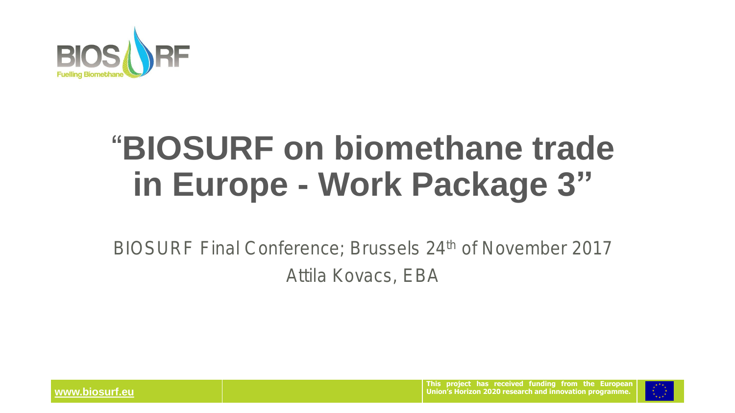# "BIOSURF on biomethane trade in Europe - Work Package 3"

BIOSURF Final Conference; Brussels 24th of November 2017

Attila Kovacs, EBA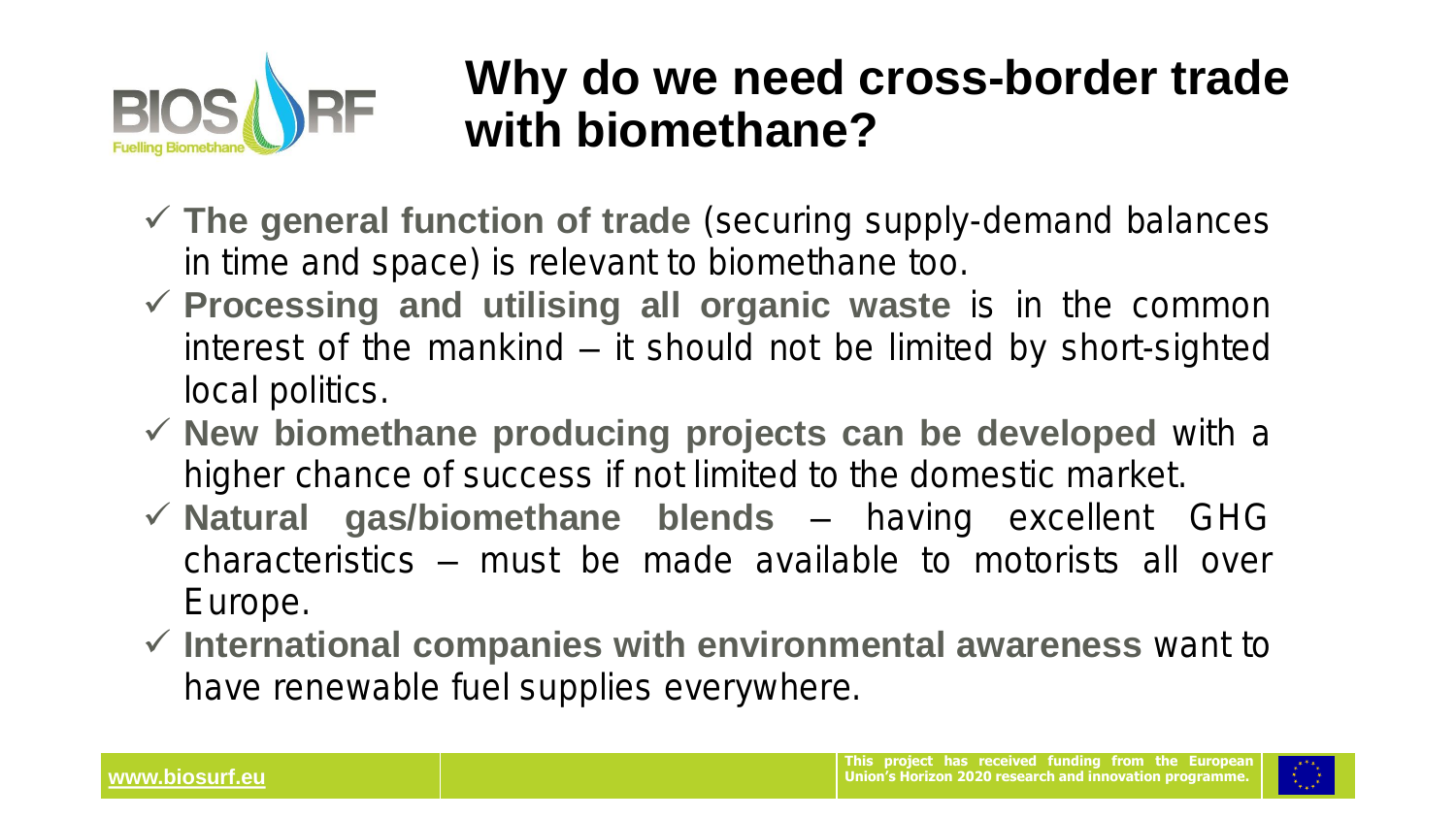# Why do we need cross-border trade with biomethane?

- ✓ **The general function of trade** (securing supply-demand balances in time and space) is relevant to biomethane too.
- ✓ **Processing and utilising all organic waste** is in the common interest of the mankind – it should not be limited by short-sighted local politics.
- ✓ **New biomethane producing projects can be developed** with a higher chance of success if not limited to the domestic market.
- ✓ **Natural gas/biomethane blends** – having excellent GHG characteristics – must be made available to motorists all over Europe.
- ✓ **International companies with environmental awareness** want to have renewable fuel supplies everywhere.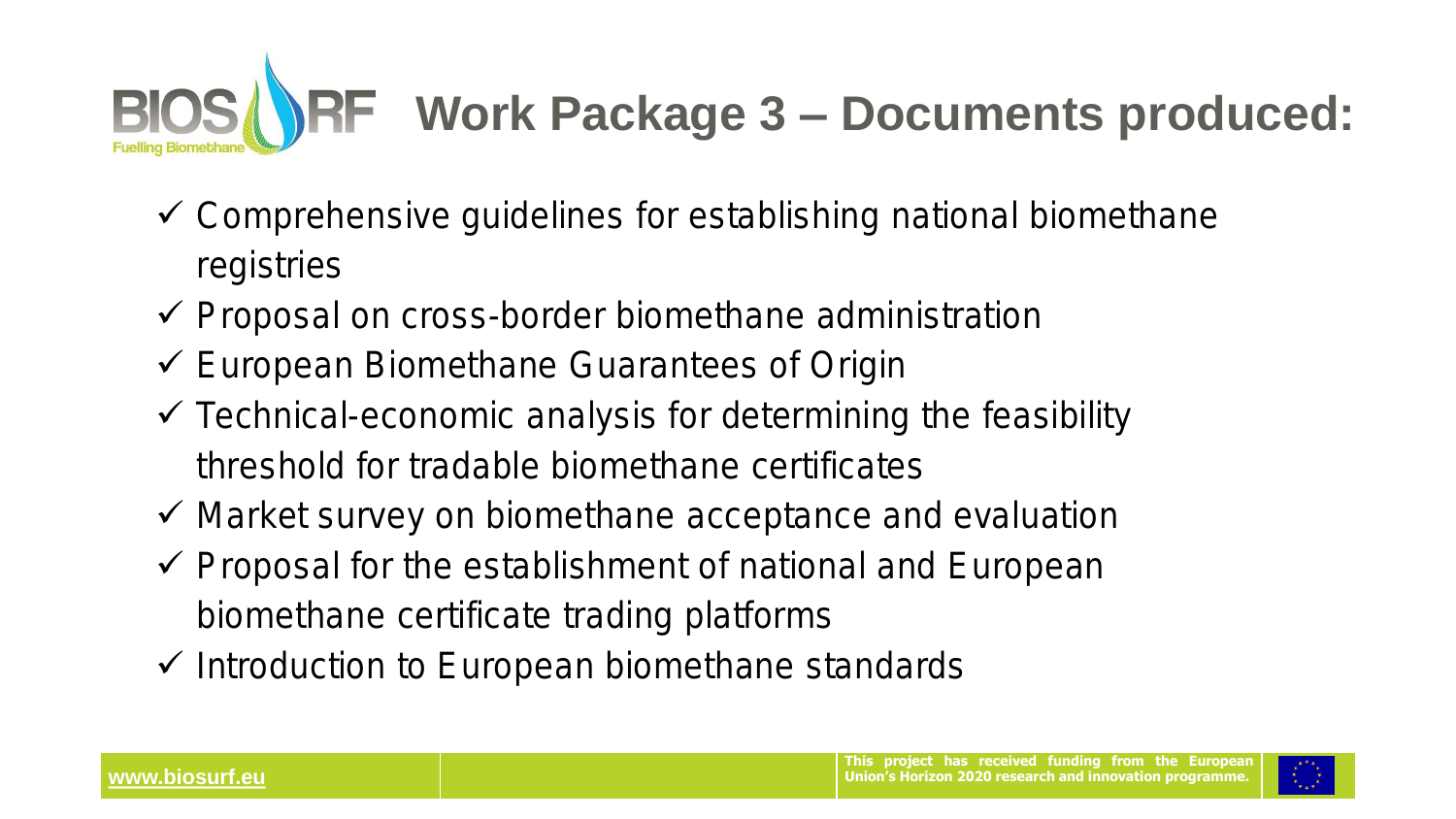# Work Package 3 – Documents produced:

- ✓ Comprehensive guidelines for establishing national biomethane registries
- ✓ Proposal on cross-border biomethane administration
- ✓ European Biomethane Guarantees of Origin
- ✓ Technical-economic analysis for determining the feasibility threshold for tradable biomethane certificates
- ✓ Market survey on biomethane acceptance and evaluation
- ✓ Proposal for the establishment of national and European biomethane certificate trading platforms
- ✓ Introduction to European biomethane standards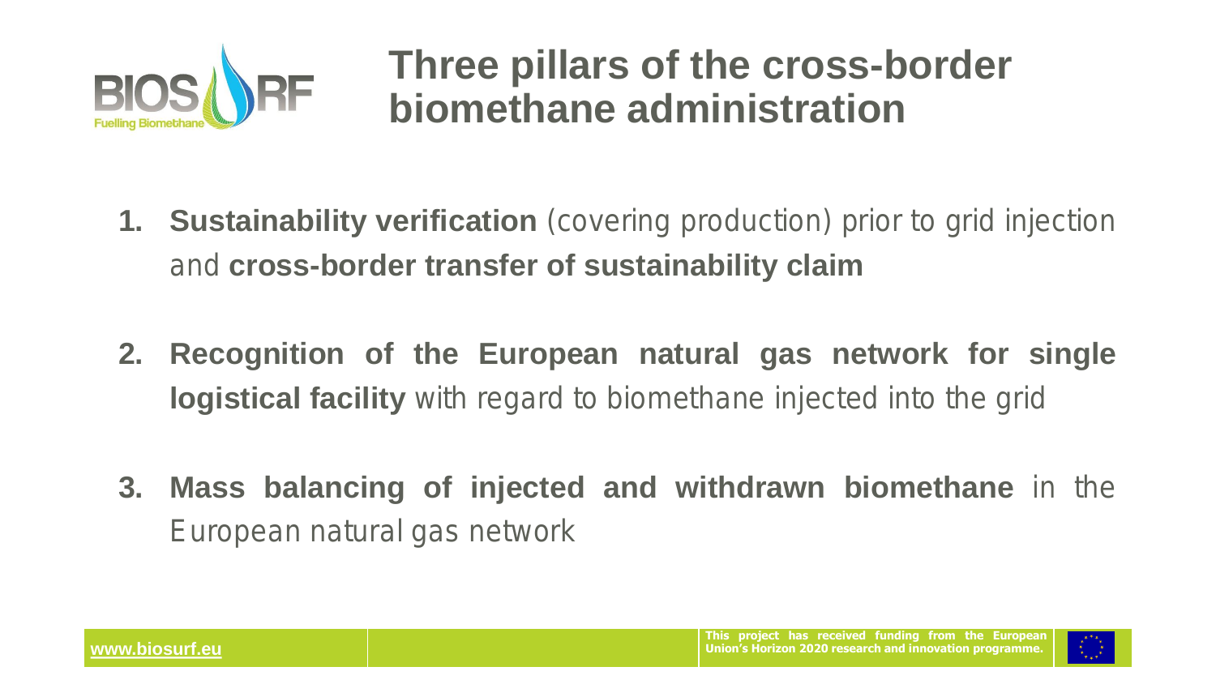# Three pillars of the cross-border biomethane administration

1. **Sustainability verification** (covering production) prior to grid injection and **cross-border transfer of sustainability claim**

2. **Recognition of the European natural gas network for single logistical facility** with regard to biomethane injected into the grid

3. **Mass balancing of injected and withdrawn biomethane** in the European natural gas network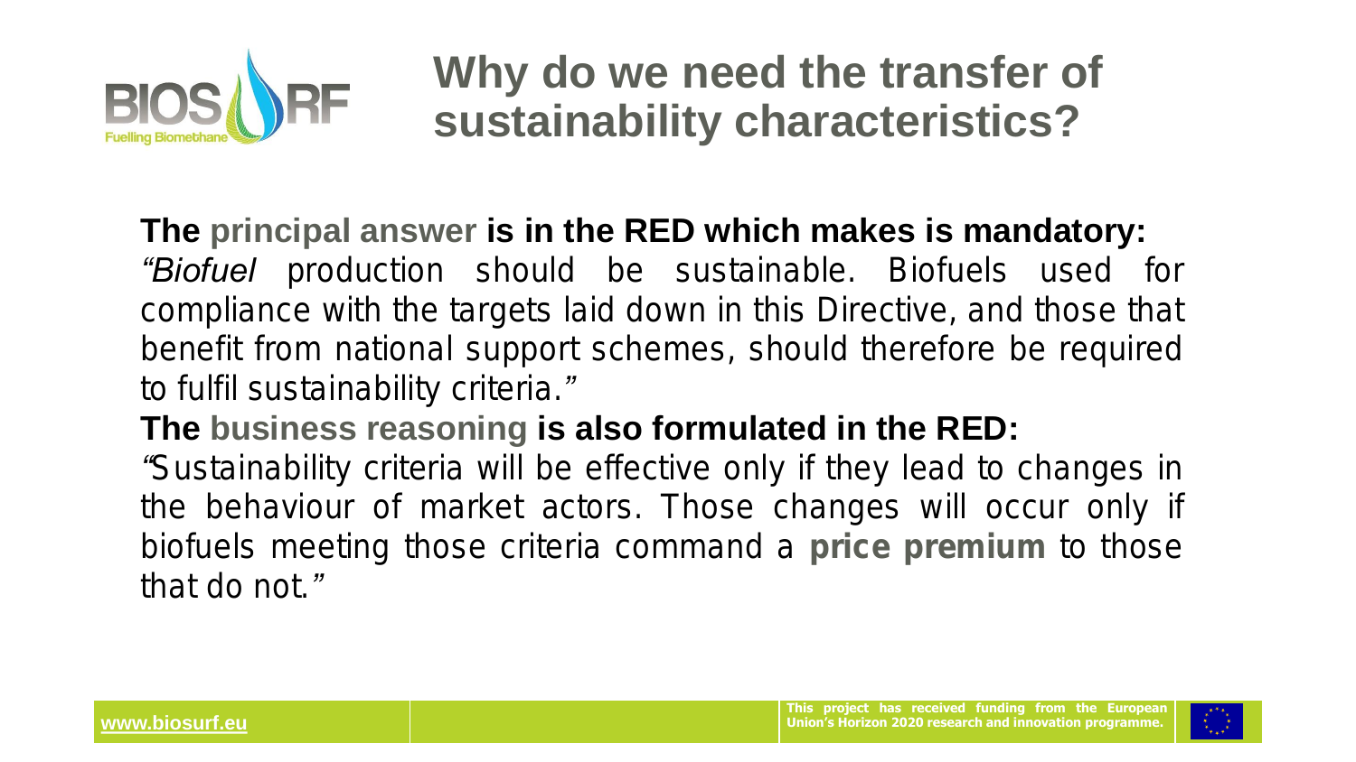# Why do we need the transfer of sustainability characteristics?

**The principal answer is in the RED which makes is mandatory:**

*"Biofuel* production should be sustainable. Biofuels used for compliance with the targets laid down in this Directive, and those that benefit from national support schemes, should therefore be required to fulfil sustainability criteria."

**The business reasoning is also formulated in the RED:**

"Sustainability criteria will be effective only if they lead to changes in the behaviour of market actors. Those changes will occur only if biofuels meeting those criteria command a **price premium** to those that do not."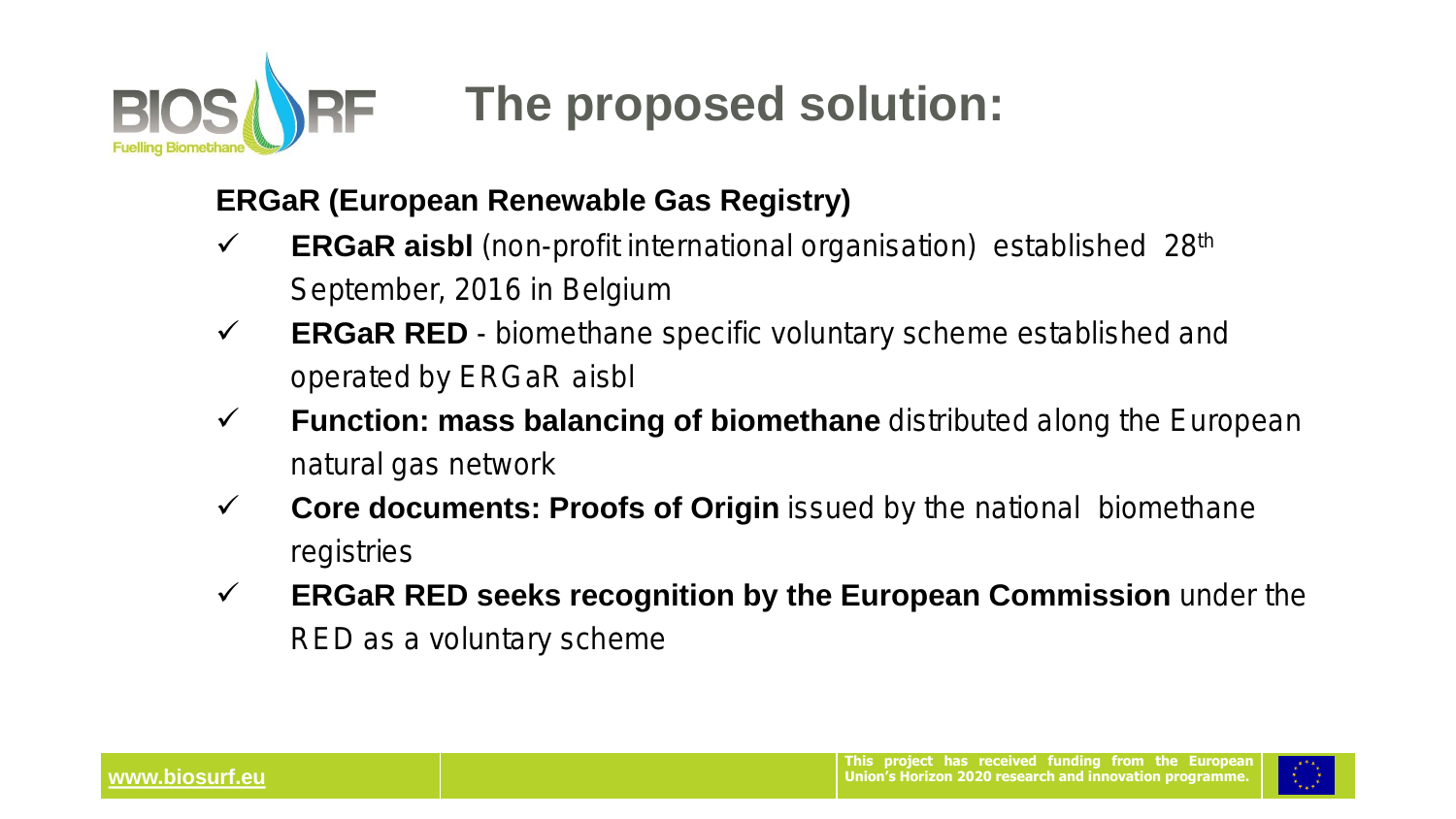# The proposed solution:

**ERGaR (European Renewable Gas Registry)**

- ✓ **ERGaR aisbl** (non-profit international organisation) established 28th September, 2016 in Belgium
- ✓ **ERGaR RED** - biomethane specific voluntary scheme established and operated by ERGaR aisbl
- ✓ **Function: mass balancing of biomethane** distributed along the European natural gas network
- ✓ **Core documents: Proofs of Origin** issued by the national biomethane registries
- ✓ **ERGaR RED seeks recognition by the European Commission** under the RED as a voluntary scheme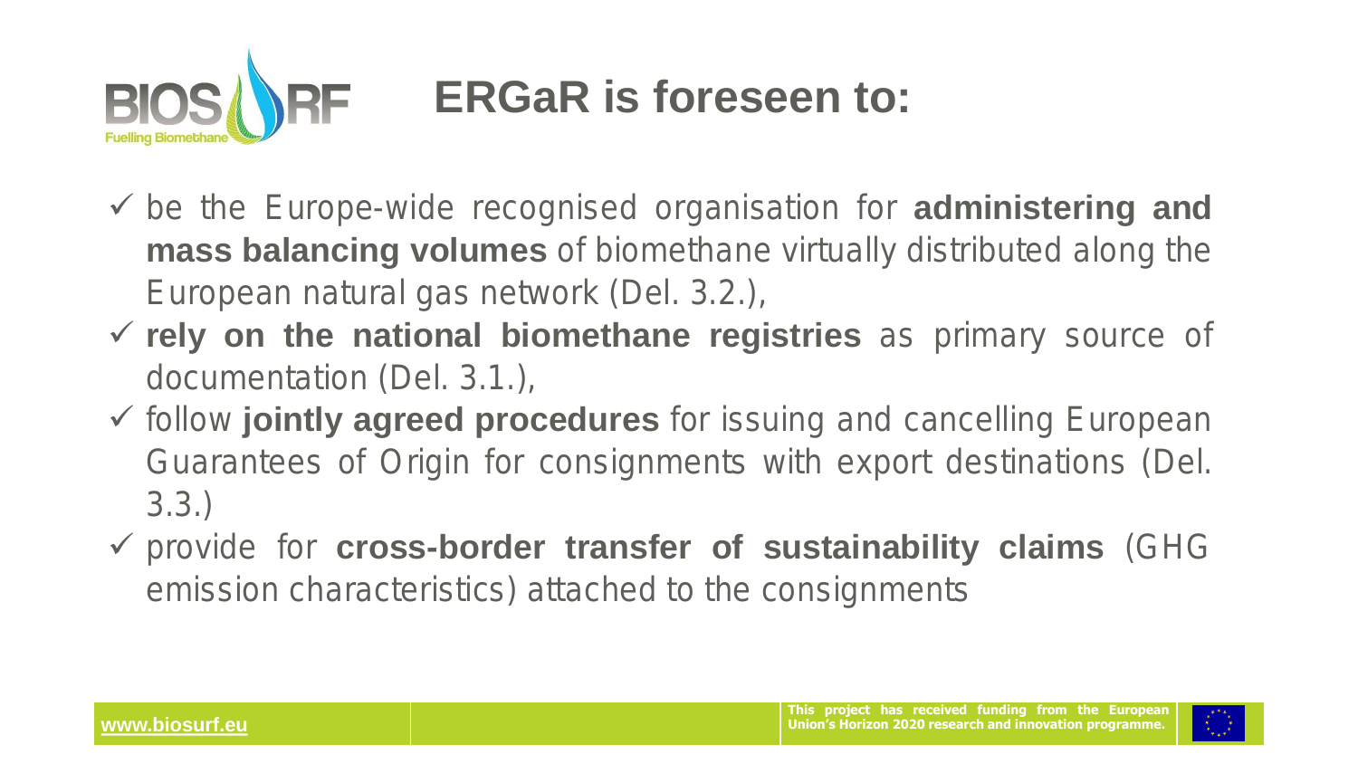# ERGaR is foreseen to:

- ✓ be the Europe-wide recognised organisation for **administering and mass balancing volumes** of biomethane virtually distributed along the European natural gas network (Del. 3.2.),
- ✓ **rely on the national biomethane registries** as primary source of documentation (Del. 3.1.),
- ✓ follow **jointly agreed procedures** for issuing and cancelling European Guarantees of Origin for consignments with export destinations (Del. 3.3.)
- ✓ provide for **cross-border transfer of sustainability claims** (GHG emission characteristics) attached to the consignments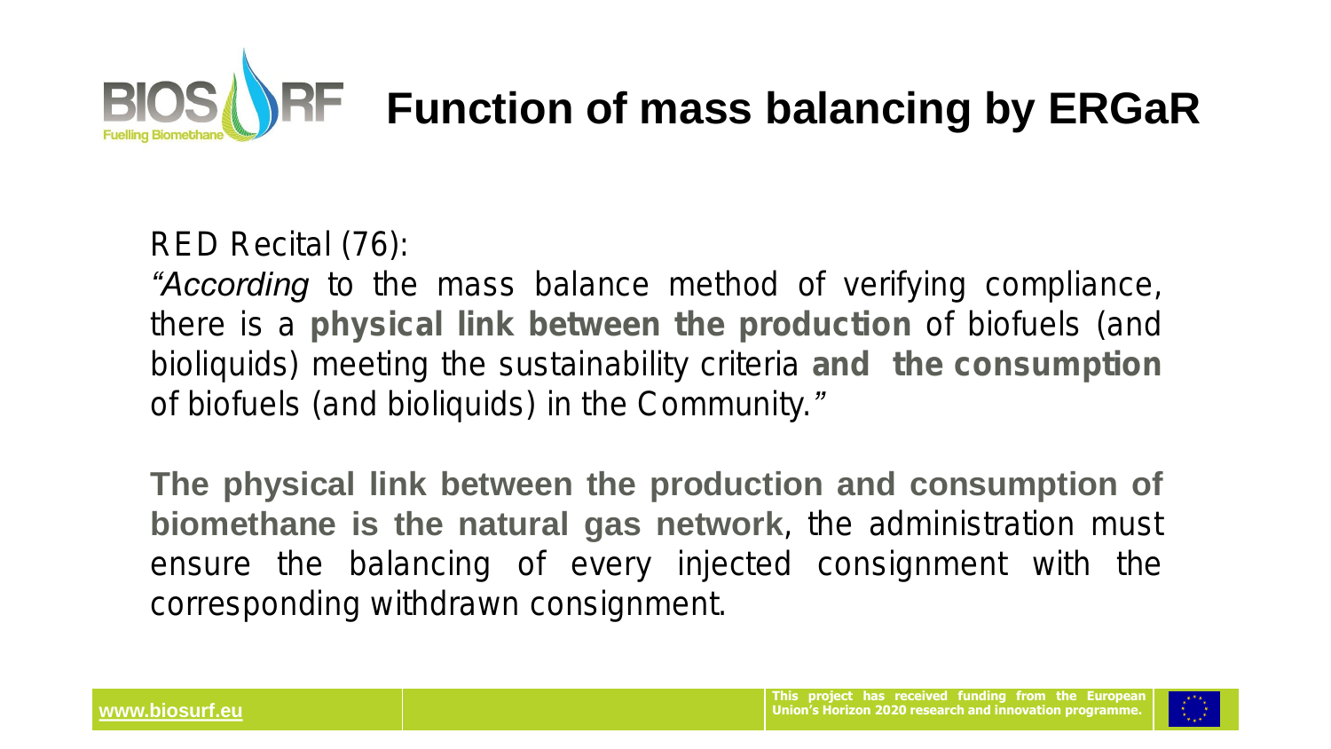# Function of mass balancing by ERGaR

RED Recital (76):

*"According* to the mass balance method of verifying compliance, there is a **physical link between the production** of biofuels (and bioliquids) meeting the sustainability criteria **and the consumption** of biofuels (and bioliquids) in the Community."

**The physical link between the production and consumption of biomethane is the natural gas network**, the administration must ensure the balancing of every injected consignment with the corresponding withdrawn consignment.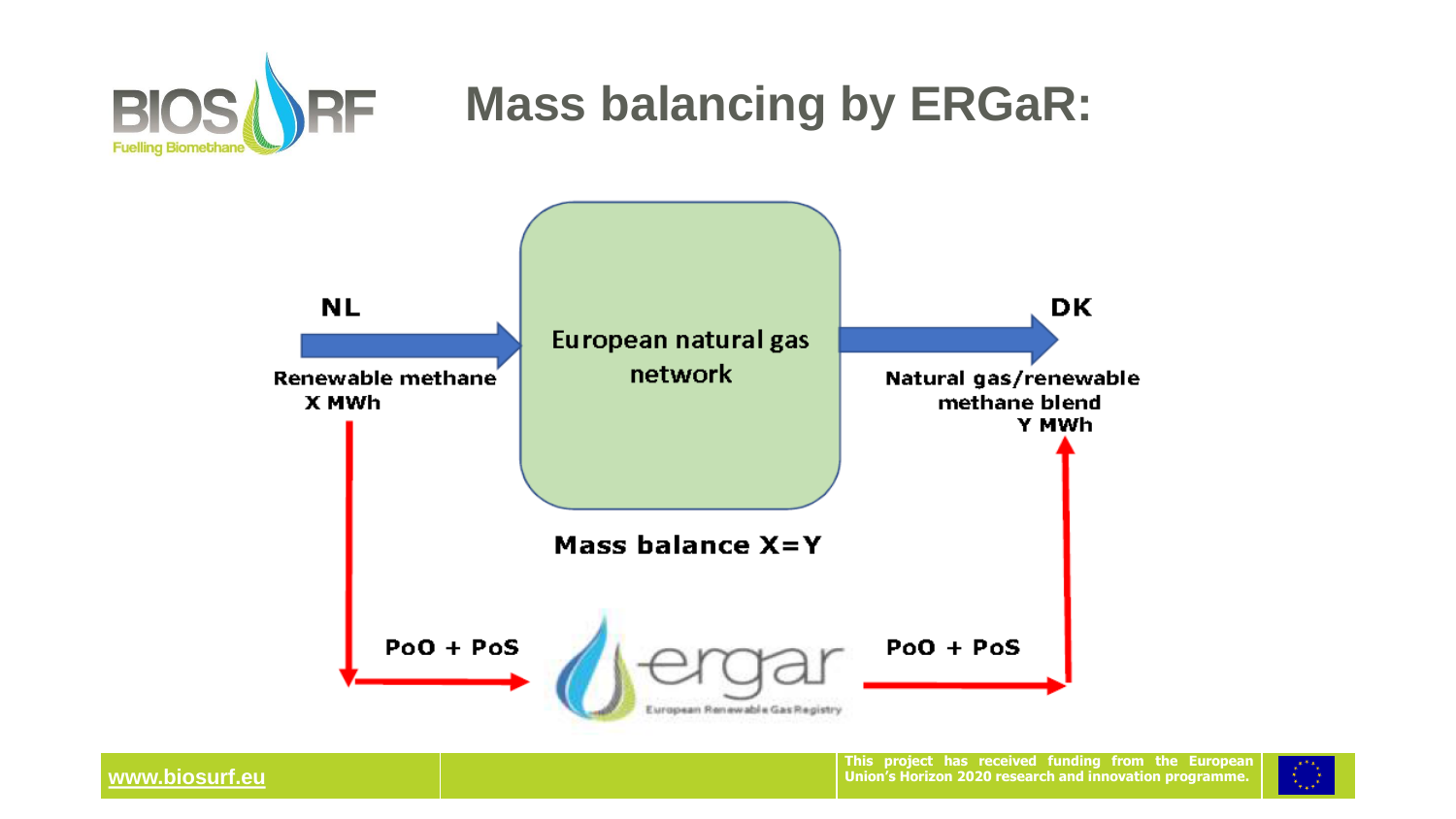# Mass balancing by ERGaR:

NL

Renewable methane
X MWh

European natural gas network

DK

Natural gas/renewable methane blend
Y MWh

Mass balance X=Y

PoO + PoS

ergar
European Renewable Gas Registry

PoO + PoS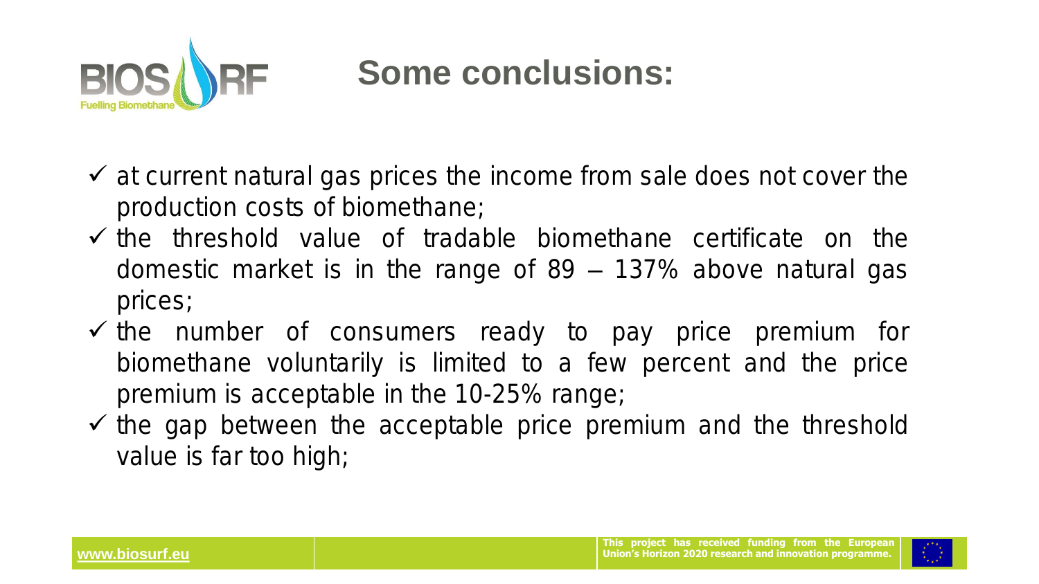# Some conclusions:

- ✓ at current natural gas prices the income from sale does not cover the production costs of biomethane;
- ✓ the threshold value of tradable biomethane certificate on the domestic market is in the range of 89 – 137% above natural gas prices;
- ✓ the number of consumers ready to pay price premium for biomethane voluntarily is limited to a few percent and the price premium is acceptable in the 10-25% range;
- ✓ the gap between the acceptable price premium and the threshold value is far too high;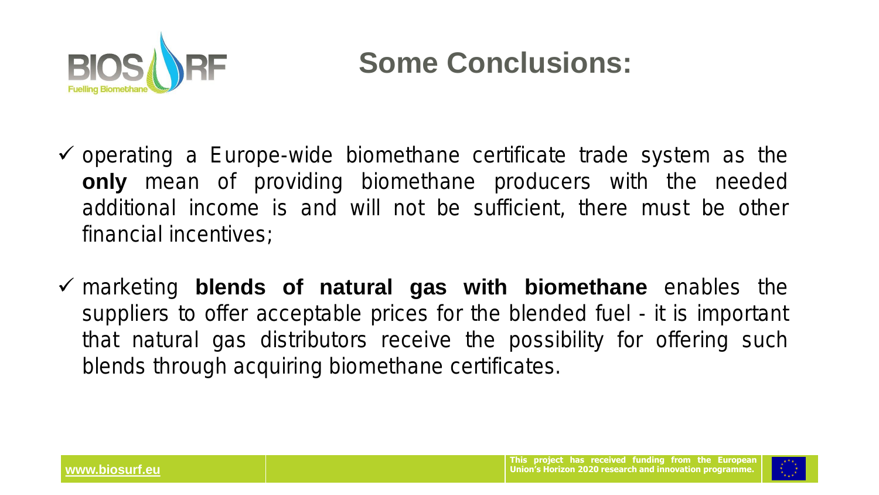# Some Conclusions:

- operating a Europe-wide biomethane certificate trade system as the **only** mean of providing biomethane producers with the needed additional income is and will not be sufficient, there must be other financial incentives;
- marketing **blends of natural gas with biomethane** enables the suppliers to offer acceptable prices for the blended fuel - it is important that natural gas distributors receive the possibility for offering such blends through acquiring biomethane certificates.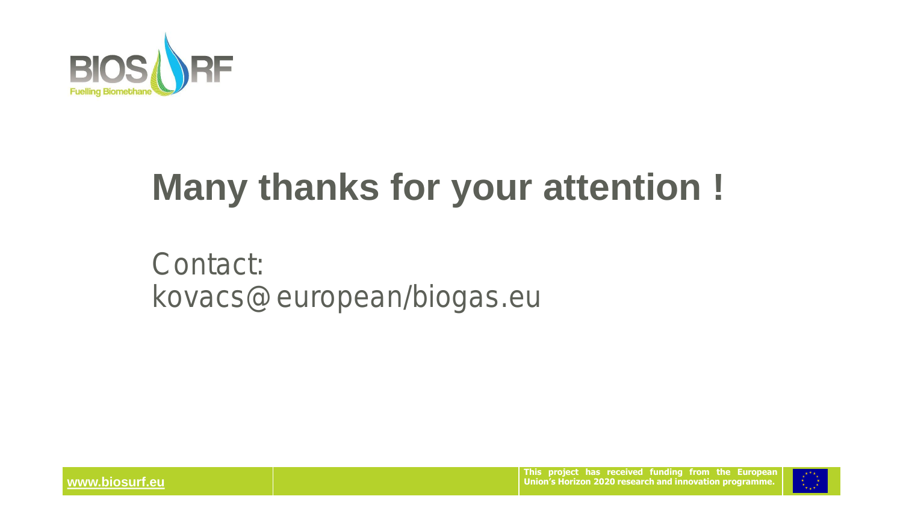# Many thanks for your attention !

Contact:
kovacs@european/biogas.eu

www.biosurf.eu

This project has received funding from the European Union's Horizon 2020 research and innovation programme.